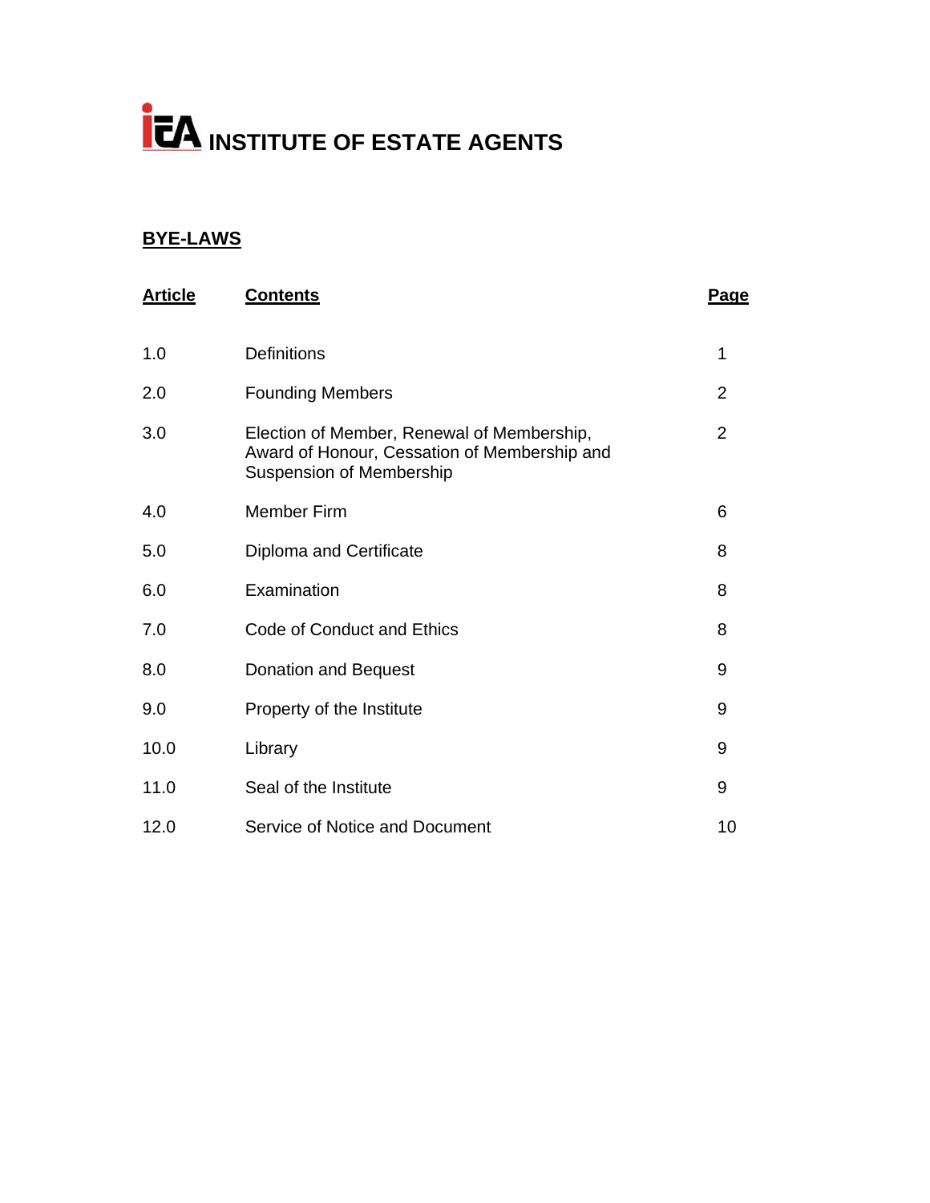# INSTITUTE OF ESTATE AGENTS

## BYE-LAWS

| Article | Contents | Page |
|---|---|---|
| 1.0 | Definitions | 1 |
| 2.0 | Founding Members | 2 |
| 3.0 | Election of Member, Renewal of Membership, Award of Honour, Cessation of Membership and Suspension of Membership | 2 |
| 4.0 | Member Firm | 6 |
| 5.0 | Diploma and Certificate | 8 |
| 6.0 | Examination | 8 |
| 7.0 | Code of Conduct and Ethics | 8 |
| 8.0 | Donation and Bequest | 9 |
| 9.0 | Property of the Institute | 9 |
| 10.0 | Library | 9 |
| 11.0 | Seal of the Institute | 9 |
| 12.0 | Service of Notice and Document | 10 |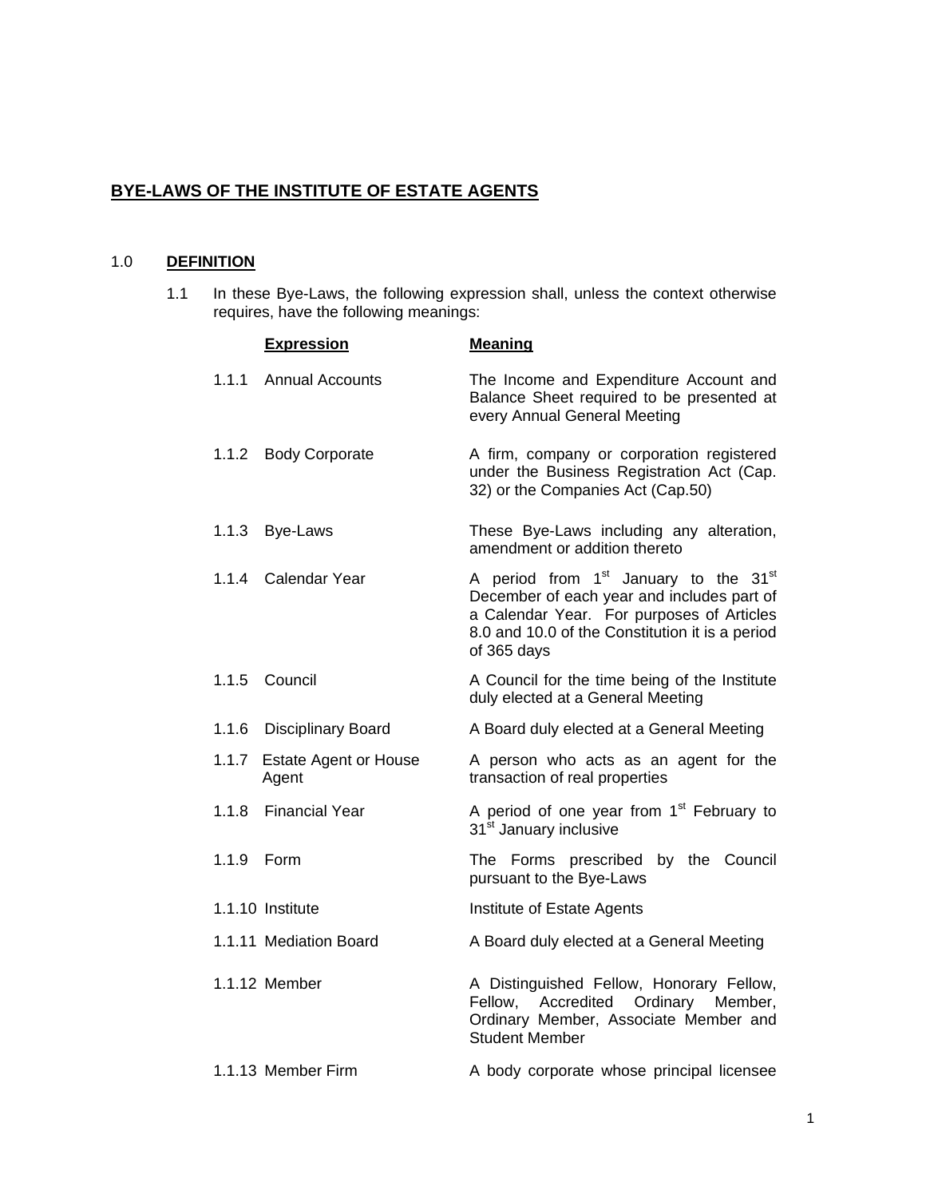## BYE-LAWS OF THE INSTITUTE OF ESTATE AGENTS

### 1.0 DEFINITION

1.1 In these Bye-Laws, the following expression shall, unless the context otherwise requires, have the following meanings:

| | Expression | Meaning |
|---|---|---|
| 1.1.1 | Annual Accounts | The Income and Expenditure Account and Balance Sheet required to be presented at every Annual General Meeting |
| 1.1.2 | Body Corporate | A firm, company or corporation registered under the Business Registration Act (Cap. 32) or the Companies Act (Cap.50) |
| 1.1.3 | Bye-Laws | These Bye-Laws including any alteration, amendment or addition thereto |
| 1.1.4 | Calendar Year | A period from 1st January to the 31st December of each year and includes part of a Calendar Year. For purposes of Articles 8.0 and 10.0 of the Constitution it is a period of 365 days |
| 1.1.5 | Council | A Council for the time being of the Institute duly elected at a General Meeting |
| 1.1.6 | Disciplinary Board | A Board duly elected at a General Meeting |
| 1.1.7 | Estate Agent or House Agent | A person who acts as an agent for the transaction of real properties |
| 1.1.8 | Financial Year | A period of one year from 1st February to 31st January inclusive |
| 1.1.9 | Form | The Forms prescribed by the Council pursuant to the Bye-Laws |
| 1.1.10 | Institute | Institute of Estate Agents |
| 1.1.11 | Mediation Board | A Board duly elected at a General Meeting |
| 1.1.12 | Member | A Distinguished Fellow, Honorary Fellow, Fellow, Accredited Ordinary Member, Ordinary Member, Associate Member and Student Member |
| 1.1.13 | Member Firm | A body corporate whose principal licensee |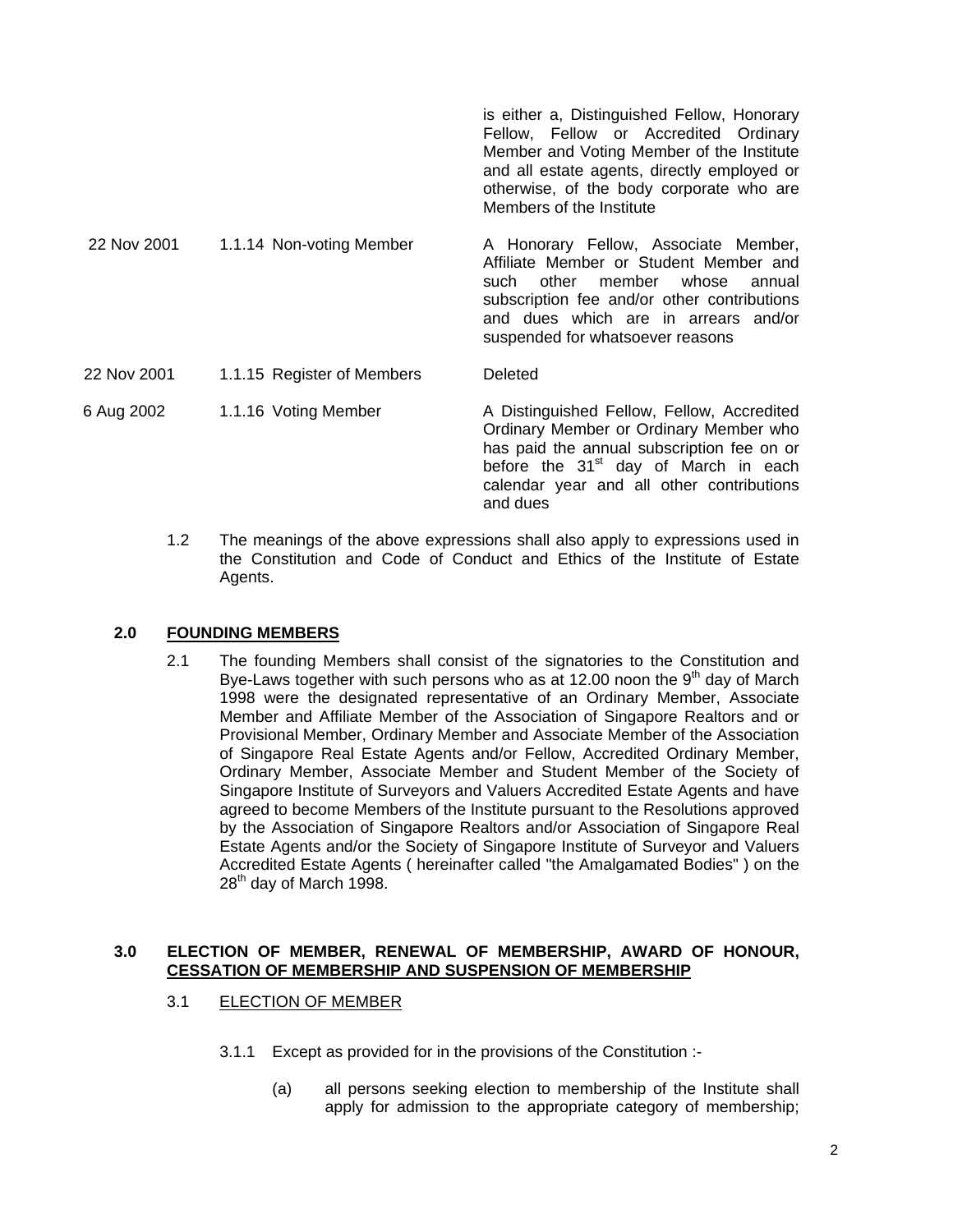| | | |
|---|---|---|
| | | is either a, Distinguished Fellow, Honorary Fellow, Fellow or Accredited Ordinary Member and Voting Member of the Institute and all estate agents, directly employed or otherwise, of the body corporate who are Members of the Institute |
| 22 Nov 2001 | 1.1.14 Non-voting Member | A Honorary Fellow, Associate Member, Affiliate Member or Student Member and such other member whose annual subscription fee and/or other contributions and dues which are in arrears and/or suspended for whatsoever reasons |
| 22 Nov 2001 | 1.1.15 Register of Members | Deleted |
| 6 Aug 2002 | 1.1.16 Voting Member | A Distinguished Fellow, Fellow, Accredited Ordinary Member or Ordinary Member who has paid the annual subscription fee on or before the 31st day of March in each calendar year and all other contributions and dues |

1.2 The meanings of the above expressions shall also apply to expressions used in the Constitution and Code of Conduct and Ethics of the Institute of Estate Agents.

## 2.0 FOUNDING MEMBERS

2.1 The founding Members shall consist of the signatories to the Constitution and Bye-Laws together with such persons who as at 12.00 noon the 9th day of March 1998 were the designated representative of an Ordinary Member, Associate Member and Affiliate Member of the Association of Singapore Realtors and or Provisional Member, Ordinary Member and Associate Member of the Association of Singapore Real Estate Agents and/or Fellow, Accredited Ordinary Member, Ordinary Member, Associate Member and Student Member of the Society of Singapore Institute of Surveyors and Valuers Accredited Estate Agents and have agreed to become Members of the Institute pursuant to the Resolutions approved by the Association of Singapore Realtors and/or Association of Singapore Real Estate Agents and/or the Society of Singapore Institute of Surveyor and Valuers Accredited Estate Agents ( hereinafter called "the Amalgamated Bodies" ) on the 28th day of March 1998.

## 3.0 ELECTION OF MEMBER, RENEWAL OF MEMBERSHIP, AWARD OF HONOUR, CESSATION OF MEMBERSHIP AND SUSPENSION OF MEMBERSHIP

### 3.1 ELECTION OF MEMBER

3.1.1 Except as provided for in the provisions of the Constitution :-

(a) all persons seeking election to membership of the Institute shall apply for admission to the appropriate category of membership;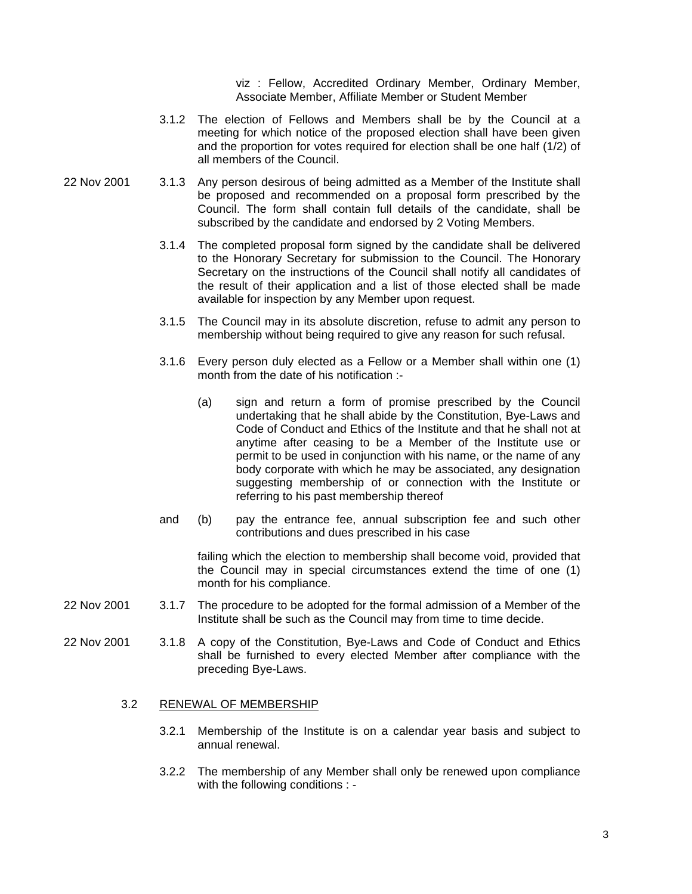viz : Fellow, Accredited Ordinary Member, Ordinary Member, Associate Member, Affiliate Member or Student Member

3.1.2 The election of Fellows and Members shall be by the Council at a meeting for which notice of the proposed election shall have been given and the proportion for votes required for election shall be one half (1/2) of all members of the Council.

22 Nov 2001 — 3.1.3 Any person desirous of being admitted as a Member of the Institute shall be proposed and recommended on a proposal form prescribed by the Council. The form shall contain full details of the candidate, shall be subscribed by the candidate and endorsed by 2 Voting Members.

3.1.4 The completed proposal form signed by the candidate shall be delivered to the Honorary Secretary for submission to the Council. The Honorary Secretary on the instructions of the Council shall notify all candidates of the result of their application and a list of those elected shall be made available for inspection by any Member upon request.

3.1.5 The Council may in its absolute discretion, refuse to admit any person to membership without being required to give any reason for such refusal.

3.1.6 Every person duly elected as a Fellow or a Member shall within one (1) month from the date of his notification :-

(a) sign and return a form of promise prescribed by the Council undertaking that he shall abide by the Constitution, Bye-Laws and Code of Conduct and Ethics of the Institute and that he shall not at anytime after ceasing to be a Member of the Institute use or permit to be used in conjunction with his name, or the name of any body corporate with which he may be associated, any designation suggesting membership of or connection with the Institute or referring to his past membership thereof

and (b) pay the entrance fee, annual subscription fee and such other contributions and dues prescribed in his case

failing which the election to membership shall become void, provided that the Council may in special circumstances extend the time of one (1) month for his compliance.

22 Nov 2001 — 3.1.7 The procedure to be adopted for the formal admission of a Member of the Institute shall be such as the Council may from time to time decide.

22 Nov 2001 — 3.1.8 A copy of the Constitution, Bye-Laws and Code of Conduct and Ethics shall be furnished to every elected Member after compliance with the preceding Bye-Laws.

### 3.2 RENEWAL OF MEMBERSHIP

3.2.1 Membership of the Institute is on a calendar year basis and subject to annual renewal.

3.2.2 The membership of any Member shall only be renewed upon compliance with the following conditions : -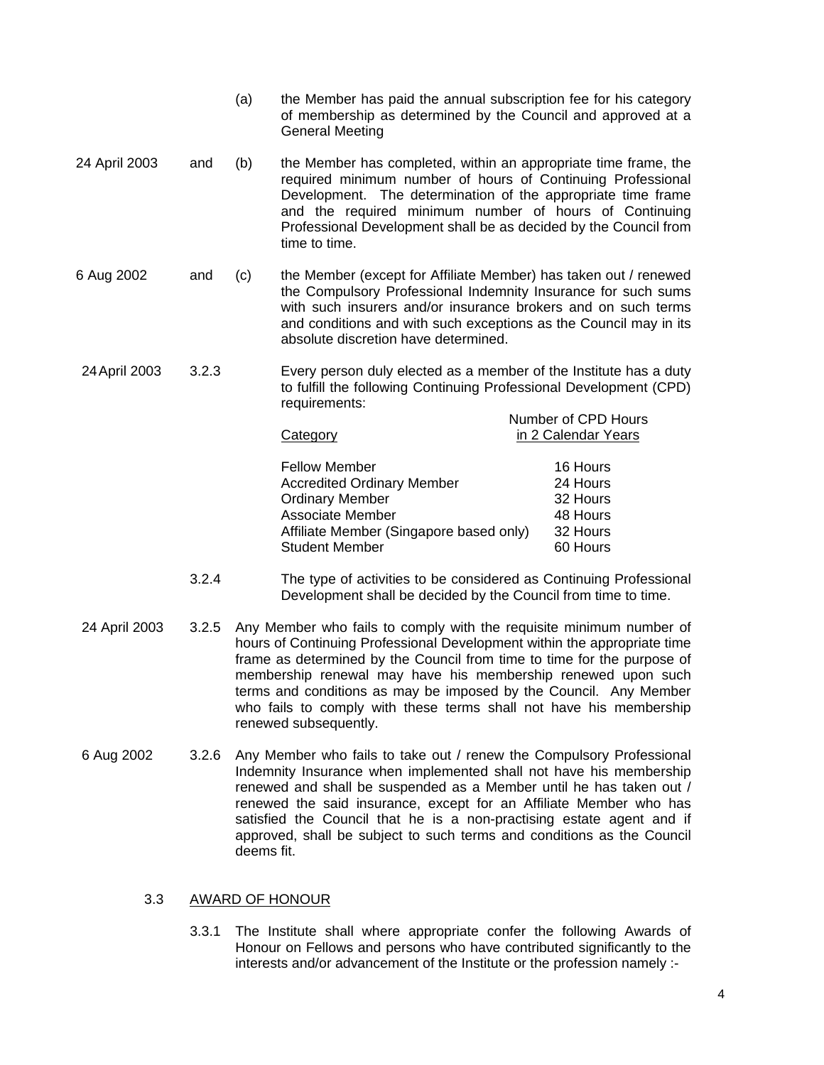(a) the Member has paid the annual subscription fee for his category of membership as determined by the Council and approved at a General Meeting

24 April 2003 and (b) the Member has completed, within an appropriate time frame, the required minimum number of hours of Continuing Professional Development. The determination of the appropriate time frame and the required minimum number of hours of Continuing Professional Development shall be as decided by the Council from time to time.

6 Aug 2002 and (c) the Member (except for Affiliate Member) has taken out / renewed the Compulsory Professional Indemnity Insurance for such sums with such insurers and/or insurance brokers and on such terms and conditions and with such exceptions as the Council may in its absolute discretion have determined.

24 April 2003 3.2.3 Every person duly elected as a member of the Institute has a duty to fulfill the following Continuing Professional Development (CPD) requirements:

| Category | Number of CPD Hours in 2 Calendar Years |
|---|---|
| Fellow Member | 16 Hours |
| Accredited Ordinary Member | 24 Hours |
| Ordinary Member | 32 Hours |
| Associate Member | 48 Hours |
| Affiliate Member (Singapore based only) | 32 Hours |
| Student Member | 60 Hours |

3.2.4 The type of activities to be considered as Continuing Professional Development shall be decided by the Council from time to time.

24 April 2003 3.2.5 Any Member who fails to comply with the requisite minimum number of hours of Continuing Professional Development within the appropriate time frame as determined by the Council from time to time for the purpose of membership renewal may have his membership renewed upon such terms and conditions as may be imposed by the Council. Any Member who fails to comply with these terms shall not have his membership renewed subsequently.

6 Aug 2002 3.2.6 Any Member who fails to take out / renew the Compulsory Professional Indemnity Insurance when implemented shall not have his membership renewed and shall be suspended as a Member until he has taken out / renewed the said insurance, except for an Affiliate Member who has satisfied the Council that he is a non-practising estate agent and if approved, shall be subject to such terms and conditions as the Council deems fit.

## 3.3 AWARD OF HONOUR

3.3.1 The Institute shall where appropriate confer the following Awards of Honour on Fellows and persons who have contributed significantly to the interests and/or advancement of the Institute or the profession namely :-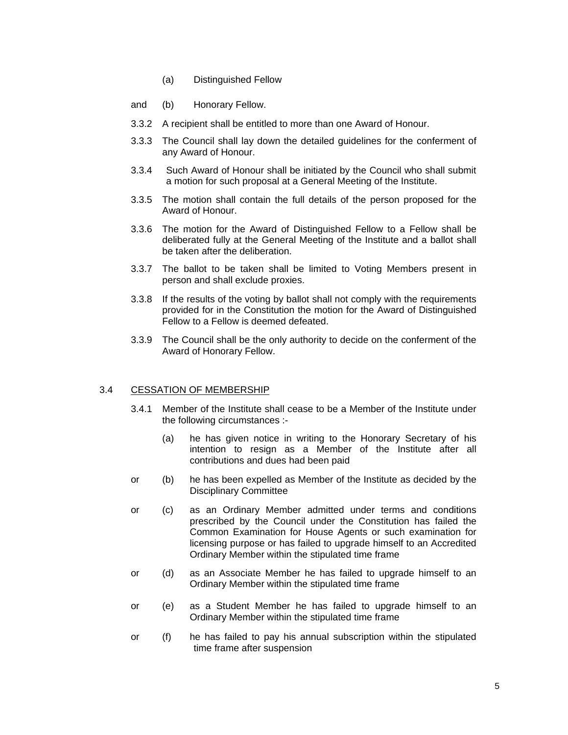(a) Distinguished Fellow

and (b) Honorary Fellow.

3.3.2 A recipient shall be entitled to more than one Award of Honour.

3.3.3 The Council shall lay down the detailed guidelines for the conferment of any Award of Honour.

3.3.4 Such Award of Honour shall be initiated by the Council who shall submit a motion for such proposal at a General Meeting of the Institute.

3.3.5 The motion shall contain the full details of the person proposed for the Award of Honour.

3.3.6 The motion for the Award of Distinguished Fellow to a Fellow shall be deliberated fully at the General Meeting of the Institute and a ballot shall be taken after the deliberation.

3.3.7 The ballot to be taken shall be limited to Voting Members present in person and shall exclude proxies.

3.3.8 If the results of the voting by ballot shall not comply with the requirements provided for in the Constitution the motion for the Award of Distinguished Fellow to a Fellow is deemed defeated.

3.3.9 The Council shall be the only authority to decide on the conferment of the Award of Honorary Fellow.

3.4 <u>CESSATION OF MEMBERSHIP</u>

3.4.1 Member of the Institute shall cease to be a Member of the Institute under the following circumstances :-

(a) he has given notice in writing to the Honorary Secretary of his intention to resign as a Member of the Institute after all contributions and dues had been paid

or (b) he has been expelled as Member of the Institute as decided by the Disciplinary Committee

or (c) as an Ordinary Member admitted under terms and conditions prescribed by the Council under the Constitution has failed the Common Examination for House Agents or such examination for licensing purpose or has failed to upgrade himself to an Accredited Ordinary Member within the stipulated time frame

or (d) as an Associate Member he has failed to upgrade himself to an Ordinary Member within the stipulated time frame

or (e) as a Student Member he has failed to upgrade himself to an Ordinary Member within the stipulated time frame

or (f) he has failed to pay his annual subscription within the stipulated time frame after suspension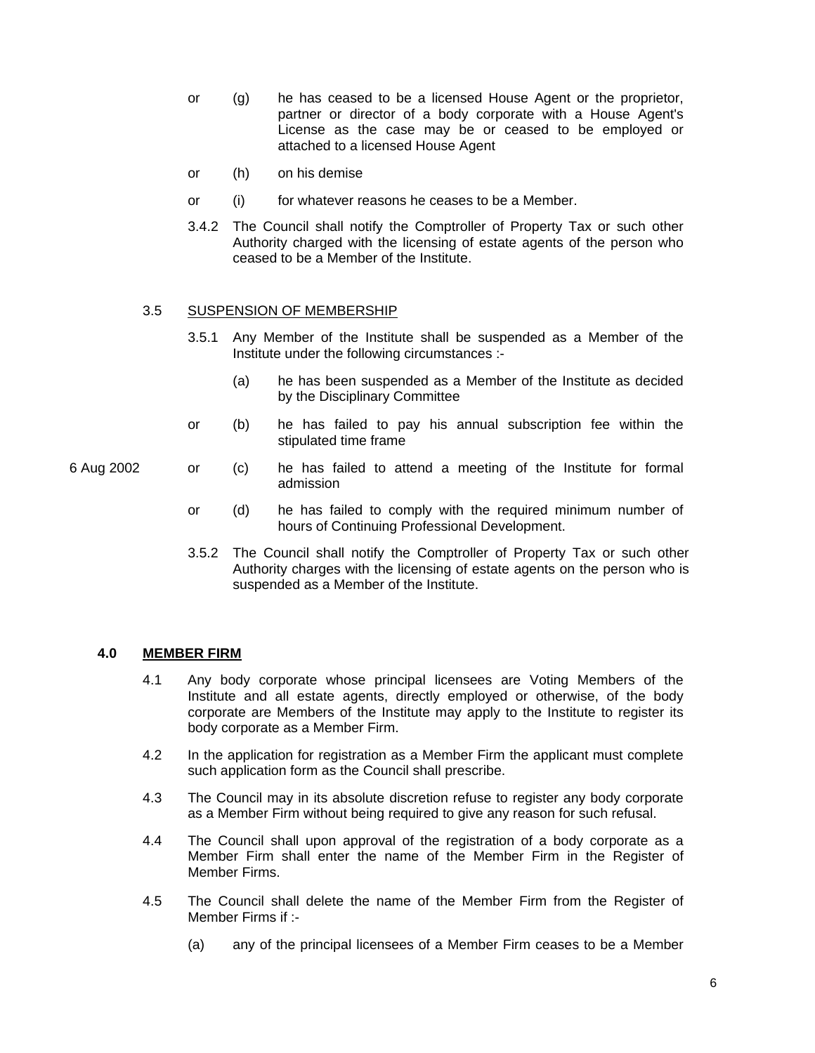or (g) he has ceased to be a licensed House Agent or the proprietor, partner or director of a body corporate with a House Agent's License as the case may be or ceased to be employed or attached to a licensed House Agent

or (h) on his demise

or (i) for whatever reasons he ceases to be a Member.

3.4.2 The Council shall notify the Comptroller of Property Tax or such other Authority charged with the licensing of estate agents of the person who ceased to be a Member of the Institute.

3.5 SUSPENSION OF MEMBERSHIP

3.5.1 Any Member of the Institute shall be suspended as a Member of the Institute under the following circumstances :-

(a) he has been suspended as a Member of the Institute as decided by the Disciplinary Committee

or (b) he has failed to pay his annual subscription fee within the stipulated time frame

6 Aug 2002 or (c) he has failed to attend a meeting of the Institute for formal admission

or (d) he has failed to comply with the required minimum number of hours of Continuing Professional Development.

3.5.2 The Council shall notify the Comptroller of Property Tax or such other Authority charges with the licensing of estate agents on the person who is suspended as a Member of the Institute.

## 4.0 MEMBER FIRM

4.1 Any body corporate whose principal licensees are Voting Members of the Institute and all estate agents, directly employed or otherwise, of the body corporate are Members of the Institute may apply to the Institute to register its body corporate as a Member Firm.

4.2 In the application for registration as a Member Firm the applicant must complete such application form as the Council shall prescribe.

4.3 The Council may in its absolute discretion refuse to register any body corporate as a Member Firm without being required to give any reason for such refusal.

4.4 The Council shall upon approval of the registration of a body corporate as a Member Firm shall enter the name of the Member Firm in the Register of Member Firms.

4.5 The Council shall delete the name of the Member Firm from the Register of Member Firms if :-

(a) any of the principal licensees of a Member Firm ceases to be a Member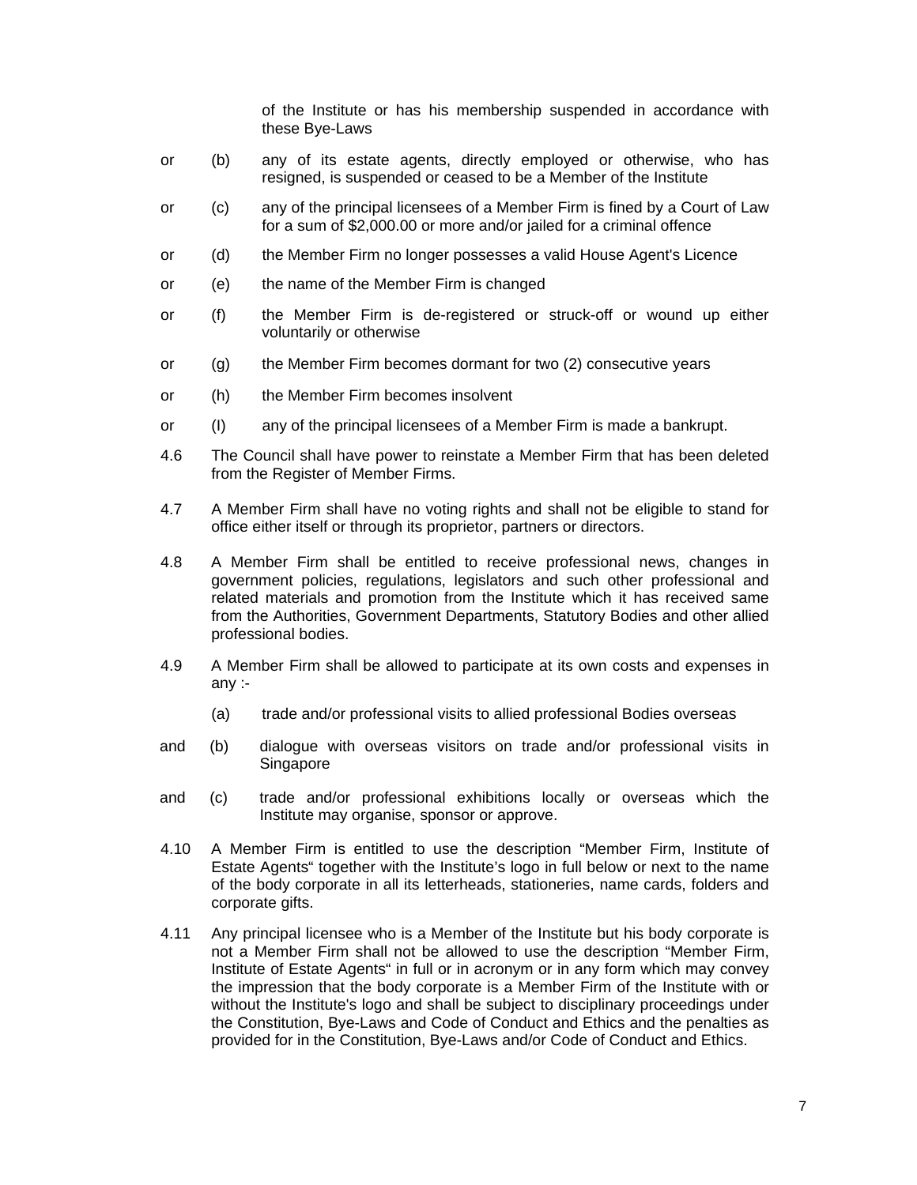of the Institute or has his membership suspended in accordance with these Bye-Laws

or (b) any of its estate agents, directly employed or otherwise, who has resigned, is suspended or ceased to be a Member of the Institute

or (c) any of the principal licensees of a Member Firm is fined by a Court of Law for a sum of $2,000.00 or more and/or jailed for a criminal offence

or (d) the Member Firm no longer possesses a valid House Agent's Licence

or (e) the name of the Member Firm is changed

or (f) the Member Firm is de-registered or struck-off or wound up either voluntarily or otherwise

or (g) the Member Firm becomes dormant for two (2) consecutive years

or (h) the Member Firm becomes insolvent

or (I) any of the principal licensees of a Member Firm is made a bankrupt.

4.6 The Council shall have power to reinstate a Member Firm that has been deleted from the Register of Member Firms.

4.7 A Member Firm shall have no voting rights and shall not be eligible to stand for office either itself or through its proprietor, partners or directors.

4.8 A Member Firm shall be entitled to receive professional news, changes in government policies, regulations, legislators and such other professional and related materials and promotion from the Institute which it has received same from the Authorities, Government Departments, Statutory Bodies and other allied professional bodies.

4.9 A Member Firm shall be allowed to participate at its own costs and expenses in any :-

(a) trade and/or professional visits to allied professional Bodies overseas

and (b) dialogue with overseas visitors on trade and/or professional visits in Singapore

and (c) trade and/or professional exhibitions locally or overseas which the Institute may organise, sponsor or approve.

4.10 A Member Firm is entitled to use the description "Member Firm, Institute of Estate Agents" together with the Institute's logo in full below or next to the name of the body corporate in all its letterheads, stationeries, name cards, folders and corporate gifts.

4.11 Any principal licensee who is a Member of the Institute but his body corporate is not a Member Firm shall not be allowed to use the description "Member Firm, Institute of Estate Agents" in full or in acronym or in any form which may convey the impression that the body corporate is a Member Firm of the Institute with or without the Institute's logo and shall be subject to disciplinary proceedings under the Constitution, Bye-Laws and Code of Conduct and Ethics and the penalties as provided for in the Constitution, Bye-Laws and/or Code of Conduct and Ethics.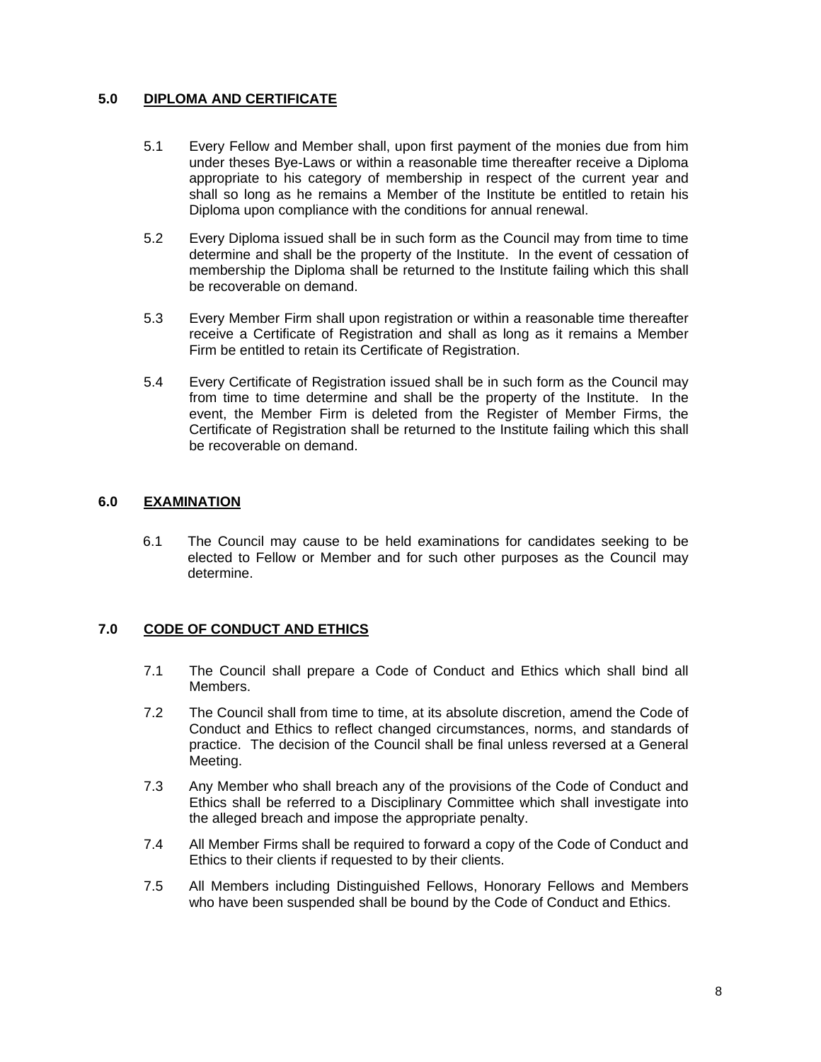## 5.0 DIPLOMA AND CERTIFICATE

5.1 Every Fellow and Member shall, upon first payment of the monies due from him under theses Bye-Laws or within a reasonable time thereafter receive a Diploma appropriate to his category of membership in respect of the current year and shall so long as he remains a Member of the Institute be entitled to retain his Diploma upon compliance with the conditions for annual renewal.

5.2 Every Diploma issued shall be in such form as the Council may from time to time determine and shall be the property of the Institute. In the event of cessation of membership the Diploma shall be returned to the Institute failing which this shall be recoverable on demand.

5.3 Every Member Firm shall upon registration or within a reasonable time thereafter receive a Certificate of Registration and shall as long as it remains a Member Firm be entitled to retain its Certificate of Registration.

5.4 Every Certificate of Registration issued shall be in such form as the Council may from time to time determine and shall be the property of the Institute. In the event, the Member Firm is deleted from the Register of Member Firms, the Certificate of Registration shall be returned to the Institute failing which this shall be recoverable on demand.

## 6.0 EXAMINATION

6.1 The Council may cause to be held examinations for candidates seeking to be elected to Fellow or Member and for such other purposes as the Council may determine.

## 7.0 CODE OF CONDUCT AND ETHICS

7.1 The Council shall prepare a Code of Conduct and Ethics which shall bind all Members.

7.2 The Council shall from time to time, at its absolute discretion, amend the Code of Conduct and Ethics to reflect changed circumstances, norms, and standards of practice. The decision of the Council shall be final unless reversed at a General Meeting.

7.3 Any Member who shall breach any of the provisions of the Code of Conduct and Ethics shall be referred to a Disciplinary Committee which shall investigate into the alleged breach and impose the appropriate penalty.

7.4 All Member Firms shall be required to forward a copy of the Code of Conduct and Ethics to their clients if requested to by their clients.

7.5 All Members including Distinguished Fellows, Honorary Fellows and Members who have been suspended shall be bound by the Code of Conduct and Ethics.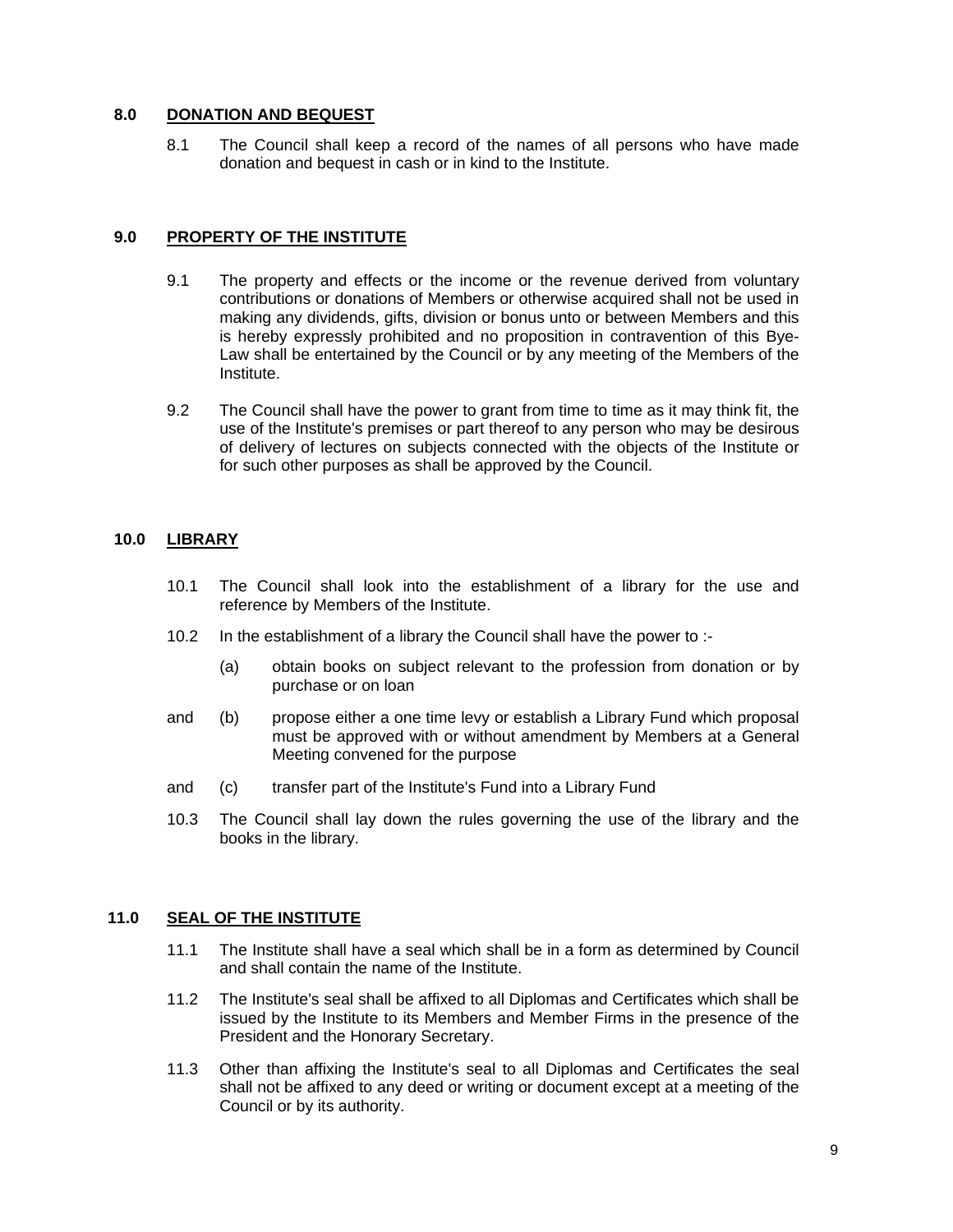## 8.0 DONATION AND BEQUEST

8.1 The Council shall keep a record of the names of all persons who have made donation and bequest in cash or in kind to the Institute.

## 9.0 PROPERTY OF THE INSTITUTE

9.1 The property and effects or the income or the revenue derived from voluntary contributions or donations of Members or otherwise acquired shall not be used in making any dividends, gifts, division or bonus unto or between Members and this is hereby expressly prohibited and no proposition in contravention of this Bye-Law shall be entertained by the Council or by any meeting of the Members of the Institute.

9.2 The Council shall have the power to grant from time to time as it may think fit, the use of the Institute's premises or part thereof to any person who may be desirous of delivery of lectures on subjects connected with the objects of the Institute or for such other purposes as shall be approved by the Council.

## 10.0 LIBRARY

10.1 The Council shall look into the establishment of a library for the use and reference by Members of the Institute.

10.2 In the establishment of a library the Council shall have the power to :-

(a) obtain books on subject relevant to the profession from donation or by purchase or on loan

and (b) propose either a one time levy or establish a Library Fund which proposal must be approved with or without amendment by Members at a General Meeting convened for the purpose

and (c) transfer part of the Institute's Fund into a Library Fund

10.3 The Council shall lay down the rules governing the use of the library and the books in the library.

## 11.0 SEAL OF THE INSTITUTE

11.1 The Institute shall have a seal which shall be in a form as determined by Council and shall contain the name of the Institute.

11.2 The Institute's seal shall be affixed to all Diplomas and Certificates which shall be issued by the Institute to its Members and Member Firms in the presence of the President and the Honorary Secretary.

11.3 Other than affixing the Institute's seal to all Diplomas and Certificates the seal shall not be affixed to any deed or writing or document except at a meeting of the Council or by its authority.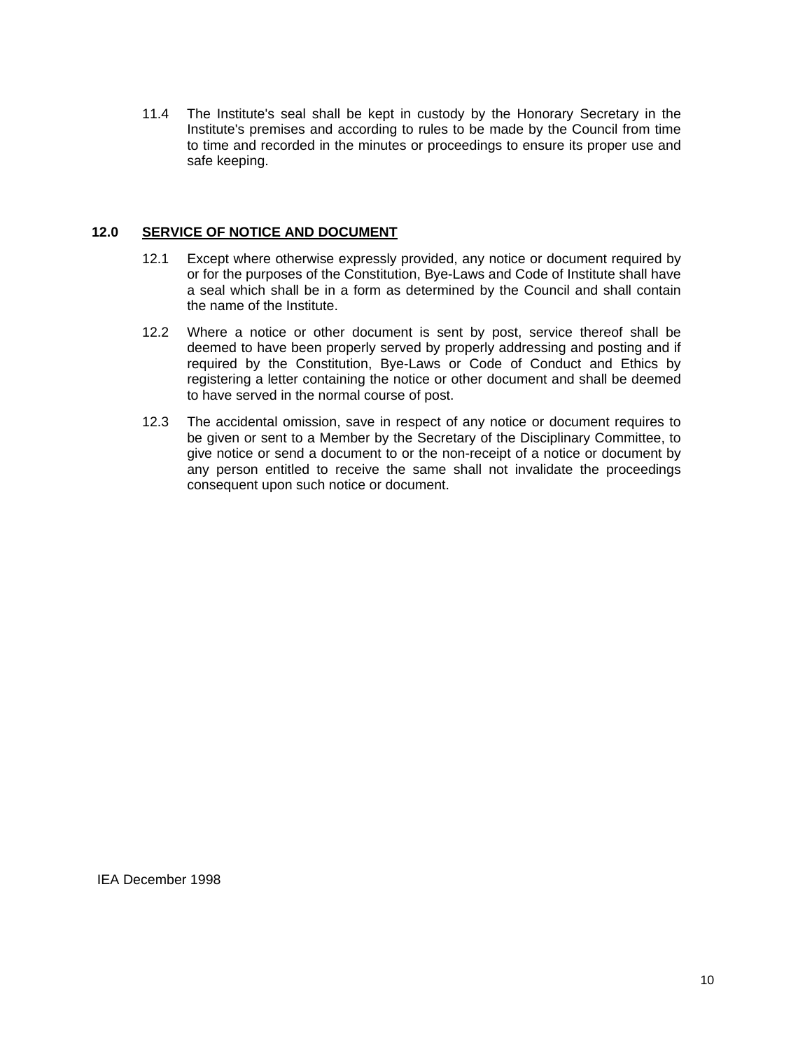11.4 The Institute's seal shall be kept in custody by the Honorary Secretary in the Institute's premises and according to rules to be made by the Council from time to time and recorded in the minutes or proceedings to ensure its proper use and safe keeping.

## 12.0 SERVICE OF NOTICE AND DOCUMENT

12.1 Except where otherwise expressly provided, any notice or document required by or for the purposes of the Constitution, Bye-Laws and Code of Institute shall have a seal which shall be in a form as determined by the Council and shall contain the name of the Institute.

12.2 Where a notice or other document is sent by post, service thereof shall be deemed to have been properly served by properly addressing and posting and if required by the Constitution, Bye-Laws or Code of Conduct and Ethics by registering a letter containing the notice or other document and shall be deemed to have served in the normal course of post.

12.3 The accidental omission, save in respect of any notice or document requires to be given or sent to a Member by the Secretary of the Disciplinary Committee, to give notice or send a document to or the non-receipt of a notice or document by any person entitled to receive the same shall not invalidate the proceedings consequent upon such notice or document.